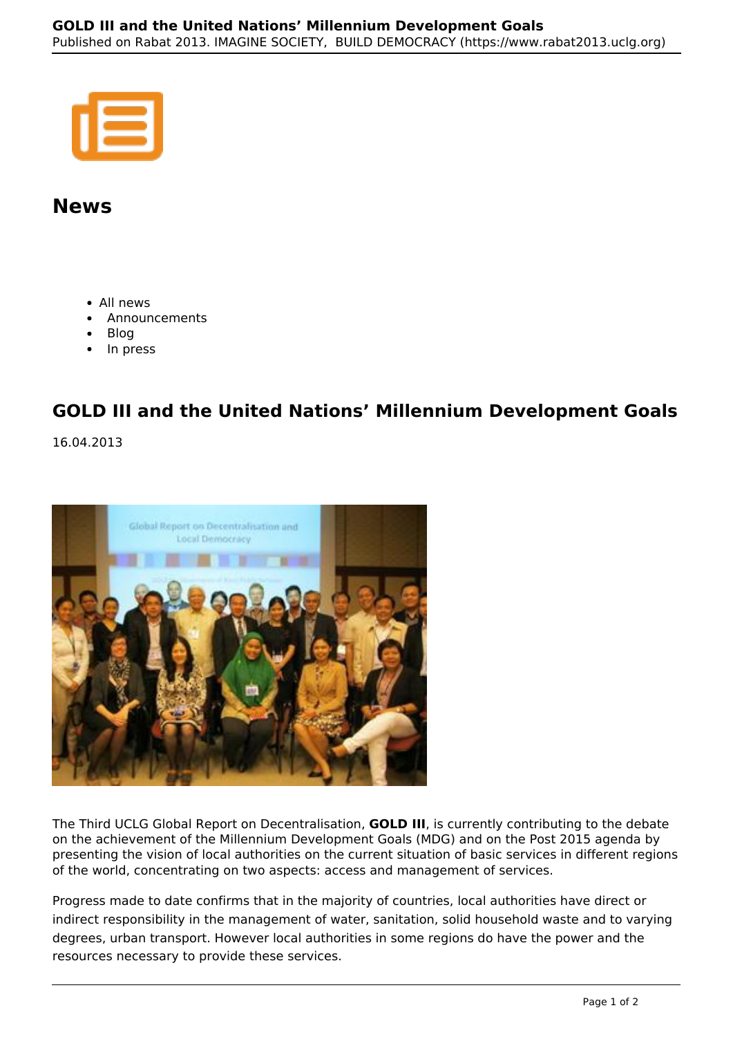# News

- All news
- Announcements
- Blog
- In press

## GOLD III and the United Nations' Millennium Development Goals

16.04.2013

The Third UCLG Global Report on Decentralisation, **GOLD III**, is currently contributing to the debate on the achievement of the Millennium Development Goals (MDG) and on the Post 2015 agenda by presenting the vision of local authorities on the current situation of basic services in different regions of the world, concentrating on two aspects: access and management of services.

Progress made to date confirms that in the majority of countries, local authorities have direct or indirect responsibility in the management of water, sanitation, solid household waste and to varying degrees, urban transport. However local authorities in some regions do have the power and the resources necessary to provide these services.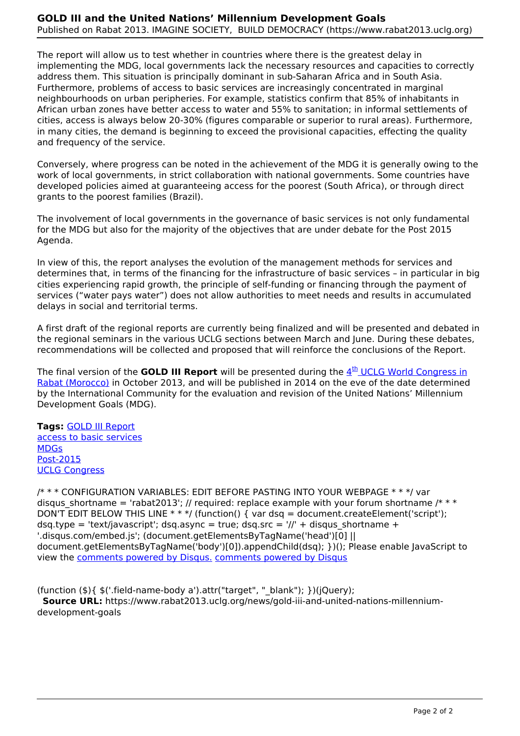The report will allow us to test whether in countries where there is the greatest delay in implementing the MDG, local governments lack the necessary resources and capacities to correctly address them. This situation is principally dominant in sub-Saharan Africa and in South Asia. Furthermore, problems of access to basic services are increasingly concentrated in marginal neighbourhoods on urban peripheries. For example, statistics confirm that 85% of inhabitants in African urban zones have better access to water and 55% to sanitation; in informal settlements of cities, access is always below 20-30% (figures comparable or superior to rural areas). Furthermore, in many cities, the demand is beginning to exceed the provisional capacities, effecting the quality and frequency of the service.

Conversely, where progress can be noted in the achievement of the MDG it is generally owing to the work of local governments, in strict collaboration with national governments. Some countries have developed policies aimed at guaranteeing access for the poorest (South Africa), or through direct grants to the poorest families (Brazil).

The involvement of local governments in the governance of basic services is not only fundamental for the MDG but also for the majority of the objectives that are under debate for the Post 2015 Agenda.

In view of this, the report analyses the evolution of the management methods for services and determines that, in terms of the financing for the infrastructure of basic services – in particular in big cities experiencing rapid growth, the principle of self-funding or financing through the payment of services ("water pays water") does not allow authorities to meet needs and results in accumulated delays in social and territorial terms.

A first draft of the regional reports are currently being finalized and will be presented and debated in the regional seminars in the various UCLG sections between March and June. During these debates, recommendations will be collected and proposed that will reinforce the conclusions of the Report.

The final version of the **GOLD III Report** will be presented during the 4th UCLG World Congress in Rabat (Morocco) in October 2013, and will be published in 2014 on the eve of the date determined by the International Community for the evaluation and revision of the United Nations' Millennium Development Goals (MDG).

**Tags:** GOLD III Report
access to basic services
MDGs
Post-2015
UCLG Congress

```
/* * * CONFIGURATION VARIABLES: EDIT BEFORE PASTING INTO YOUR WEBPAGE * * */ var disqus_shortname = 'rabat2013'; // required: replace example with your forum shortname /* * * DON'T EDIT BELOW THIS LINE * * */ (function() { var dsq = document.createElement('script'); dsq.type = 'text/javascript'; dsq.async = true; dsq.src = '//' + disqus_shortname + '.disqus.com/embed.js'; (document.getElementsByTagName('head')[0] || document.getElementsByTagName('body')[0]).appendChild(dsq); })();
```

Please enable JavaScript to view the comments powered by Disqus. comments powered by Disqus

```
(function ($){ $('.field-name-body a').attr("target", "_blank"); })(jQuery);
```

**Source URL:** https://www.rabat2013.uclg.org/news/gold-iii-and-united-nations-millennium-development-goals